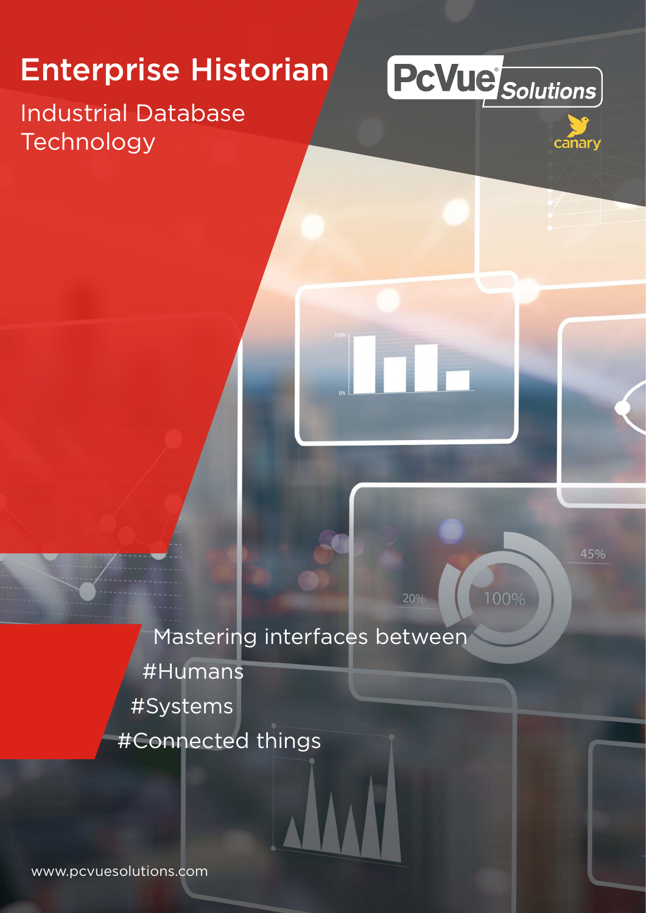# Enterprise Historian

## Industrial Database Technology

PcVue Solutions

canary

Mastering interfaces between

#Humans

#Systems

#Connected things

www.pcvuesolutions.com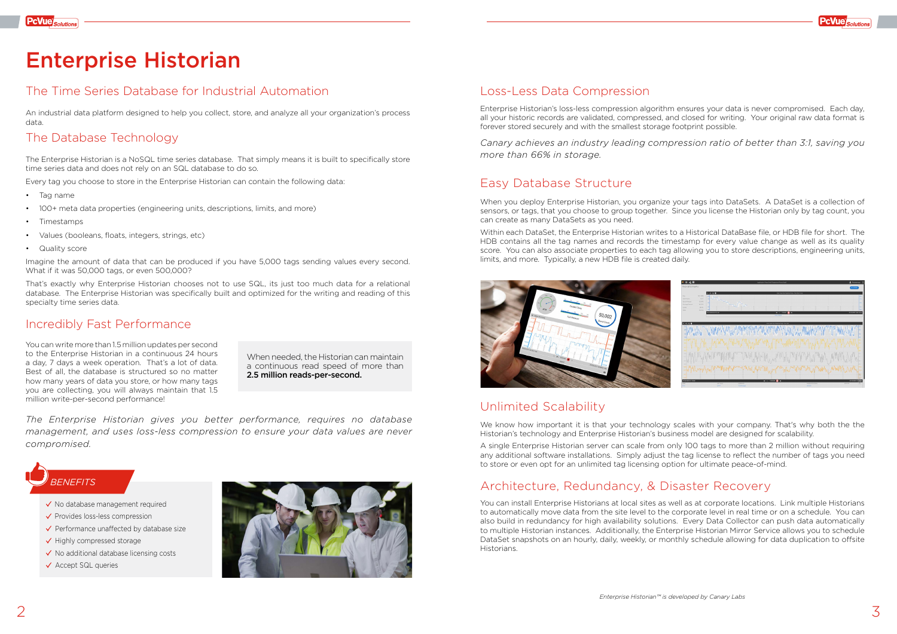# Enterprise Historian

## The Time Series Database for Industrial Automation

An industrial data platform designed to help you collect, store, and analyze all your organization's process data.

## The Database Technology

The Enterprise Historian is a NoSQL time series database. That simply means it is built to specifically store time series data and does not rely on an SQL database to do so.

Every tag you choose to store in the Enterprise Historian can contain the following data:

- Tag name
- 100+ meta data properties (engineering units, descriptions, limits, and more)
- Timestamps
- Values (booleans, floats, integers, strings, etc)
- Quality score

Imagine the amount of data that can be produced if you have 5,000 tags sending values every second. What if it was 50,000 tags, or even 500,000?

That's exactly why Enterprise Historian chooses not to use SQL, its just too much data for a relational database. The Enterprise Historian was specifically built and optimized for the writing and reading of this specialty time series data.

## Incredibly Fast Performance

You can write more than 1.5 million updates per second to the Enterprise Historian in a continuous 24 hours a day, 7 days a week operation. That's a lot of data. Best of all, the database is structured so no matter how many years of data you store, or how many tags you are collecting, you will always maintain that 1.5 million write-per-second performance!

When needed, the Historian can maintain a continuous read speed of more than **2.5 million reads-per-second.**

*The Enterprise Historian gives you better performance, requires no database management, and uses loss-less compression to ensure your data values are never compromised.*

### BENEFITS

- ✓ No database management required
- ✓ Provides loss-less compression
- ✓ Performance unaffected by database size
- ✓ Highly compressed storage
- ✓ No additional database licensing costs
- ✓ Accept SQL queries

## Loss-Less Data Compression

Enterprise Historian's loss-less compression algorithm ensures your data is never compromised. Each day, all your historic records are validated, compressed, and closed for writing. Your original raw data format is forever stored securely and with the smallest storage footprint possible.

*Canary achieves an industry leading compression ratio of better than 3:1, saving you more than 66% in storage.*

## Easy Database Structure

When you deploy Enterprise Historian, you organize your tags into DataSets. A DataSet is a collection of sensors, or tags, that you choose to group together. Since you license the Historian only by tag count, you can create as many DataSets as you need.

Within each DataSet, the Enterprise Historian writes to a Historical DataBase file, or HDB file for short. The HDB contains all the tag names and records the timestamp for every value change as well as its quality score. You can also associate properties to each tag allowing you to store descriptions, engineering units, limits, and more. Typically, a new HDB file is created daily.

## Unlimited Scalability

We know how important it is that your technology scales with your company. That's why both the the Historian's technology and Enterprise Historian's business model are designed for scalability.

A single Enterprise Historian server can scale from only 100 tags to more than 2 million without requiring any additional software installations. Simply adjust the tag license to reflect the number of tags you need to store or even opt for an unlimited tag licensing option for ultimate peace-of-mind.

## Architecture, Redundancy, & Disaster Recovery

You can install Enterprise Historians at local sites as well as at corporate locations. Link multiple Historians to automatically move data from the site level to the corporate level in real time or on a schedule. You can also build in redundancy for high availability solutions. Every Data Collector can push data automatically to multiple Historian instances. Additionally, the Enterprise Historian Mirror Service allows you to schedule DataSet snapshots on an hourly, daily, weekly, or monthly schedule allowing for data duplication to offsite Historians.

*Enterprise Historian™ is developed by Canary Labs*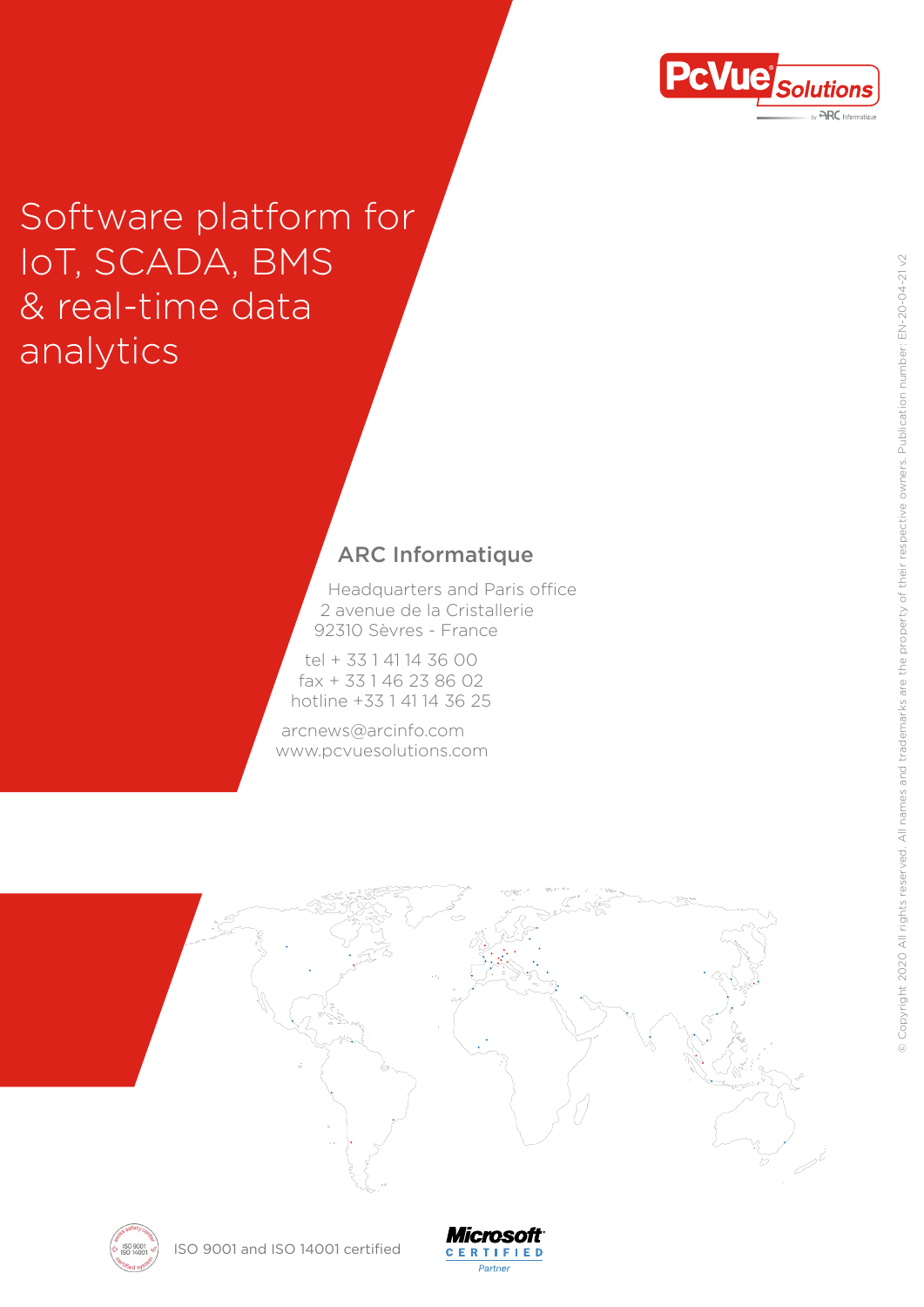# Software platform for IoT, SCADA, BMS & real-time data analytics

## ARC Informatique

Headquarters and Paris office
2 avenue de la Cristallerie
92310 Sèvres - France

tel + 33 1 41 14 36 00
fax + 33 1 46 23 86 02
hotline +33 1 41 14 36 25

arcnews@arcinfo.com
www.pcvuesolutions.com

ISO 9001 and ISO 14001 certified

© Copyright 2020 All rights reserved. All names and trademarks are the property of their respective owners. Publication number: EN-20-04-21 v2